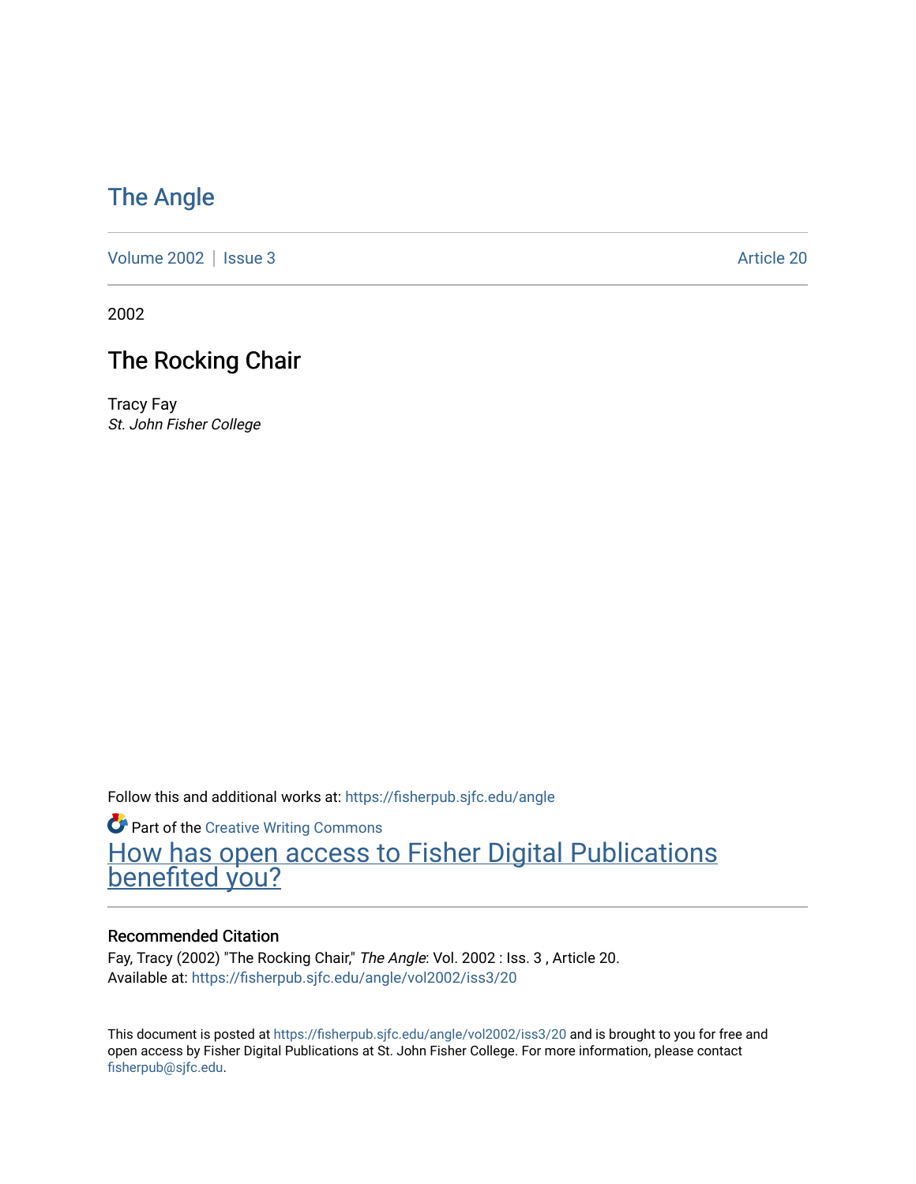# The Angle

Volume 2002 | Issue 3 Article 20

2002

## The Rocking Chair

Tracy Fay
*St. John Fisher College*

Follow this and additional works at: https://fisherpub.sjfc.edu/angle

Part of the Creative Writing Commons

How has open access to Fisher Digital Publications benefited you?

### Recommended Citation

Fay, Tracy (2002) "The Rocking Chair," *The Angle*: Vol. 2002 : Iss. 3 , Article 20.
Available at: https://fisherpub.sjfc.edu/angle/vol2002/iss3/20

This document is posted at https://fisherpub.sjfc.edu/angle/vol2002/iss3/20 and is brought to you for free and open access by Fisher Digital Publications at St. John Fisher College. For more information, please contact fisherpub@sjfc.edu.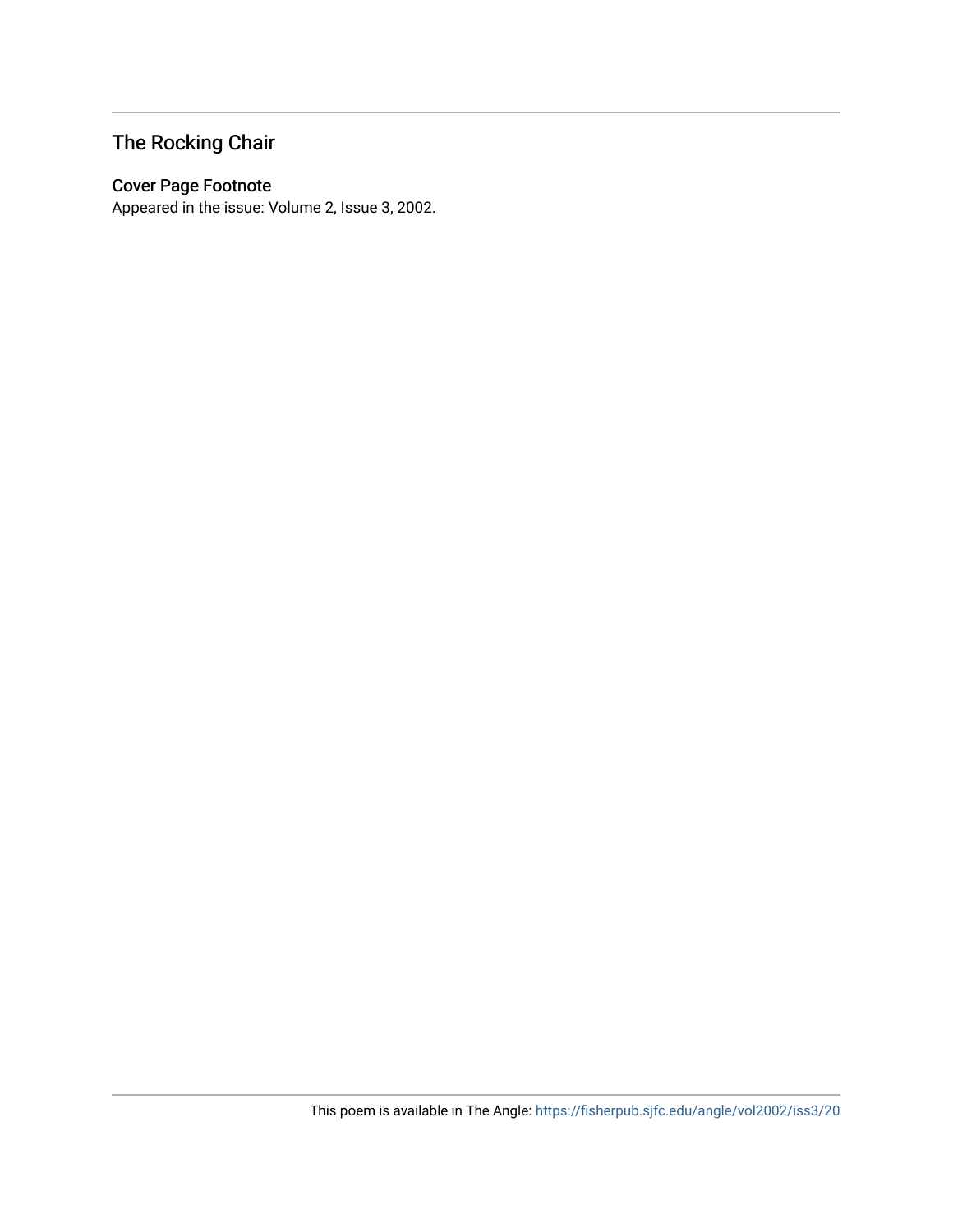## The Rocking Chair

### Cover Page Footnote

Appeared in the issue: Volume 2, Issue 3, 2002.

This poem is available in The Angle: https://fisherpub.sjfc.edu/angle/vol2002/iss3/20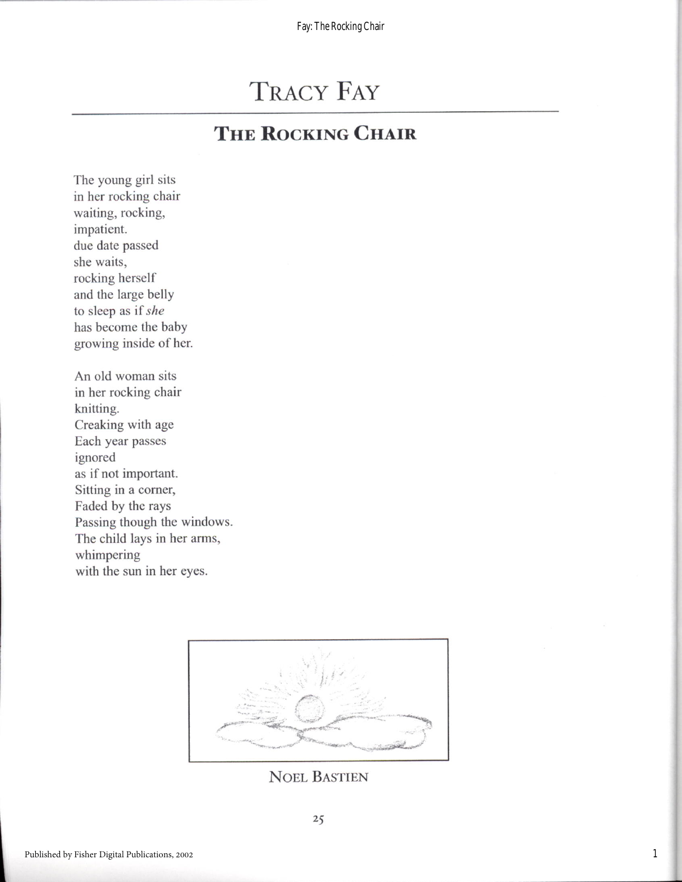# Tracy Fay

## The Rocking Chair

The young girl sits  
in her rocking chair  
waiting, rocking,  
impatient.  
due date passed  
she waits,  
rocking herself  
and the large belly  
to sleep as if *she*  
has become the baby  
growing inside of her.

An old woman sits  
in her rocking chair  
knitting.  
Creaking with age  
Each year passes  
ignored  
as if not important.  
Sitting in a corner,  
Faded by the rays  
Passing though the windows.  
The child lays in her arms,  
whimpering  
with the sun in her eyes.

Noel Bastien